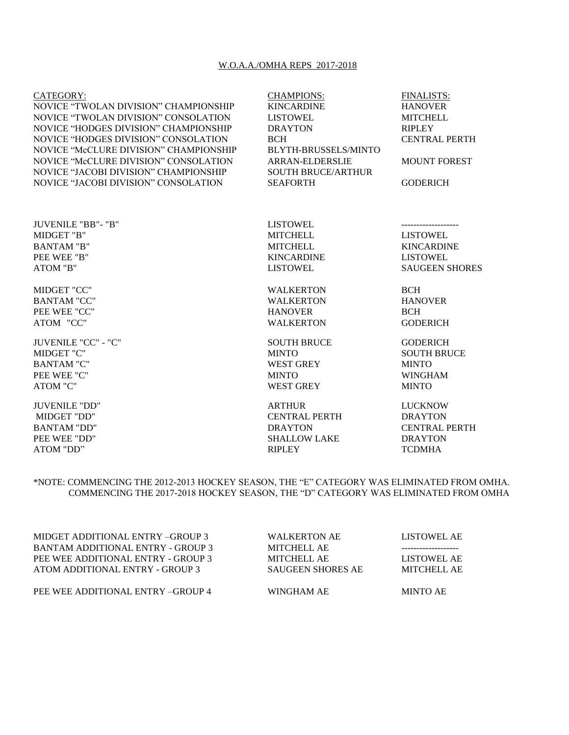# W.O.A.A./OMHA REPS 2017-2018

| CATEGORY: | CHAMPIONS: | FINALISTS: |
|---|---|---|
| NOVICE "TWOLAN DIVISION" CHAMPIONSHIP | KINCARDINE | HANOVER |
| NOVICE "TWOLAN DIVISION" CONSOLATION | LISTOWEL | MITCHELL |
| NOVICE "HODGES DIVISION" CHAMPIONSHIP | DRAYTON | RIPLEY |
| NOVICE "HODGES DIVISION" CONSOLATION | BCH | CENTRAL PERTH |
| NOVICE "McCLURE DIVISION" CHAMPIONSHIP | BLYTH-BRUSSELS/MINTO | |
| NOVICE "McCLURE DIVISION" CONSOLATION | ARRAN-ELDERSLIE | MOUNT FOREST |
| NOVICE "JACOBI DIVISION" CHAMPIONSHIP | SOUTH BRUCE/ARTHUR | |
| NOVICE "JACOBI DIVISION" CONSOLATION | SEAFORTH | GODERICH |
| | | |
| JUVENILE "BB"- "B" | LISTOWEL | ------------------- |
| MIDGET "B" | MITCHELL | LISTOWEL |
| BANTAM "B" | MITCHELL | KINCARDINE |
| PEE WEE "B" | KINCARDINE | LISTOWEL |
| ATOM "B" | LISTOWEL | SAUGEEN SHORES |
| | | |
| MIDGET "CC" | WALKERTON | BCH |
| BANTAM "CC" | WALKERTON | HANOVER |
| PEE WEE "CC" | HANOVER | BCH |
| ATOM "CC" | WALKERTON | GODERICH |
| | | |
| JUVENILE "CC" - "C" | SOUTH BRUCE | GODERICH |
| MIDGET "C" | MINTO | SOUTH BRUCE |
| BANTAM "C" | WEST GREY | MINTO |
| PEE WEE "C" | MINTO | WINGHAM |
| ATOM "C" | WEST GREY | MINTO |
| | | |
| JUVENILE "DD" | ARTHUR | LUCKNOW |
| MIDGET "DD" | CENTRAL PERTH | DRAYTON |
| BANTAM "DD" | DRAYTON | CENTRAL PERTH |
| PEE WEE "DD" | SHALLOW LAKE | DRAYTON |
| ATOM "DD" | RIPLEY | TCDMHA |

*NOTE: COMMENCING THE 2012-2013 HOCKEY SEASON, THE "E" CATEGORY WAS ELIMINATED FROM OMHA.
COMMENCING THE 2017-2018 HOCKEY SEASON, THE "D" CATEGORY WAS ELIMINATED FROM OMHA

| | | |
|---|---|---|
| MIDGET ADDITIONAL ENTRY –GROUP 3 | WALKERTON AE | LISTOWEL AE |
| BANTAM ADDITIONAL ENTRY - GROUP 3 | MITCHELL AE | ------------------- |
| PEE WEE ADDITIONAL ENTRY - GROUP 3 | MITCHELL AE | LISTOWEL AE |
| ATOM ADDITIONAL ENTRY - GROUP 3 | SAUGEEN SHORES AE | MITCHELL AE |
| | | |
| PEE WEE ADDITIONAL ENTRY –GROUP 4 | WINGHAM AE | MINTO AE |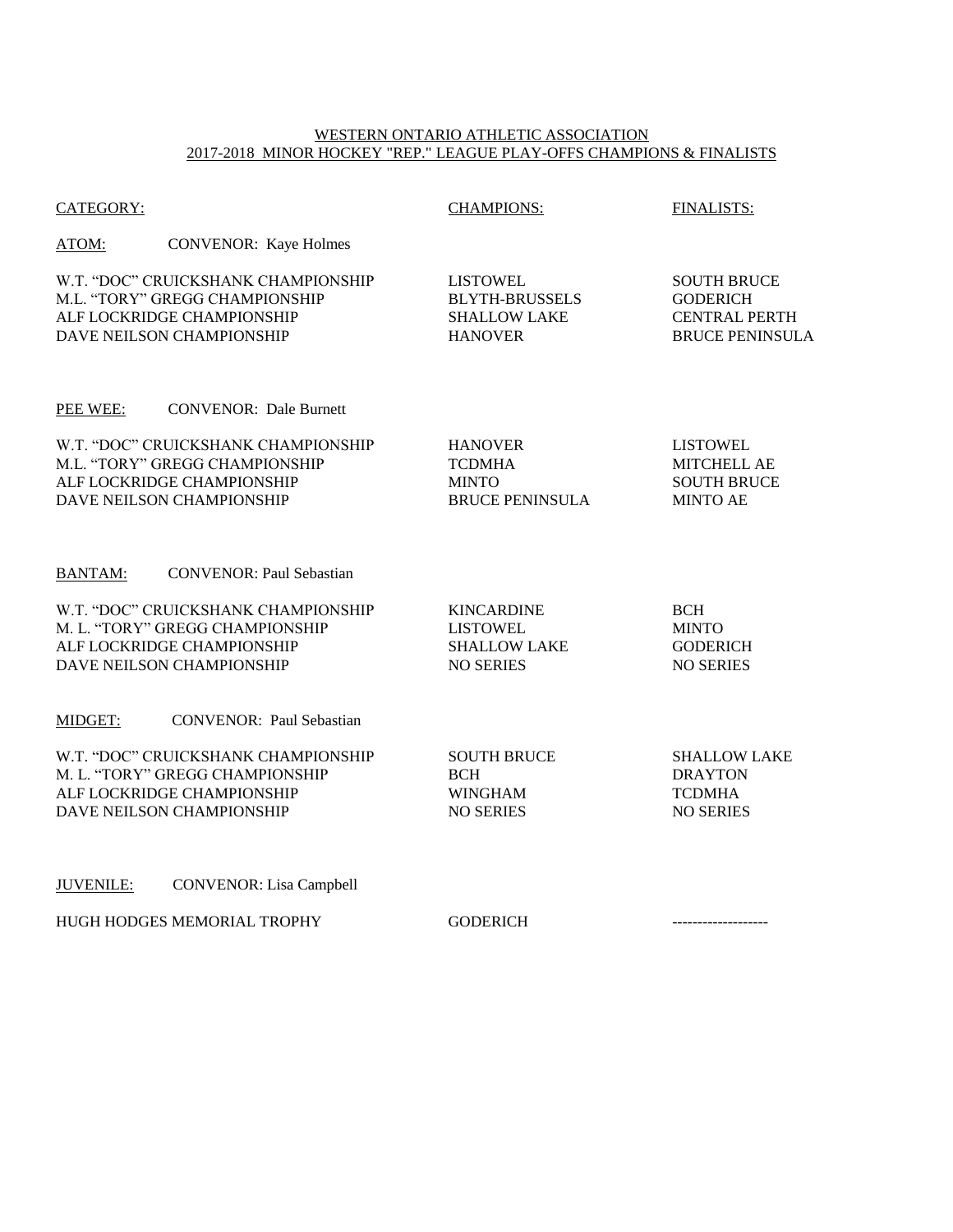WESTERN ONTARIO ATHLETIC ASSOCIATION
2017-2018 MINOR HOCKEY "REP." LEAGUE PLAY-OFFS CHAMPIONS & FINALISTS

| CATEGORY: | CHAMPIONS: | FINALISTS: |
|---|---|---|
| **ATOM:** CONVENOR: Kaye Holmes | | |
| W.T. "DOC" CRUICKSHANK CHAMPIONSHIP | LISTOWEL | SOUTH BRUCE |
| M.L. "TORY" GREGG CHAMPIONSHIP | BLYTH-BRUSSELS | GODERICH |
| ALF LOCKRIDGE CHAMPIONSHIP | SHALLOW LAKE | CENTRAL PERTH |
| DAVE NEILSON CHAMPIONSHIP | HANOVER | BRUCE PENINSULA |
| **PEE WEE:** CONVENOR: Dale Burnett | | |
| W.T. "DOC" CRUICKSHANK CHAMPIONSHIP | HANOVER | LISTOWEL |
| M.L. "TORY" GREGG CHAMPIONSHIP | TCDMHA | MITCHELL AE |
| ALF LOCKRIDGE CHAMPIONSHIP | MINTO | SOUTH BRUCE |
| DAVE NEILSON CHAMPIONSHIP | BRUCE PENINSULA | MINTO AE |
| **BANTAM:** CONVENOR: Paul Sebastian | | |
| W.T. "DOC" CRUICKSHANK CHAMPIONSHIP | KINCARDINE | BCH |
| M. L. "TORY" GREGG CHAMPIONSHIP | LISTOWEL | MINTO |
| ALF LOCKRIDGE CHAMPIONSHIP | SHALLOW LAKE | GODERICH |
| DAVE NEILSON CHAMPIONSHIP | NO SERIES | NO SERIES |
| **MIDGET:** CONVENOR: Paul Sebastian | | |
| W.T. "DOC" CRUICKSHANK CHAMPIONSHIP | SOUTH BRUCE | SHALLOW LAKE |
| M. L. "TORY" GREGG CHAMPIONSHIP | BCH | DRAYTON |
| ALF LOCKRIDGE CHAMPIONSHIP | WINGHAM | TCDMHA |
| DAVE NEILSON CHAMPIONSHIP | NO SERIES | NO SERIES |
| **JUVENILE:** CONVENOR: Lisa Campbell | | |
| HUGH HODGES MEMORIAL TROPHY | GODERICH | ------------------- |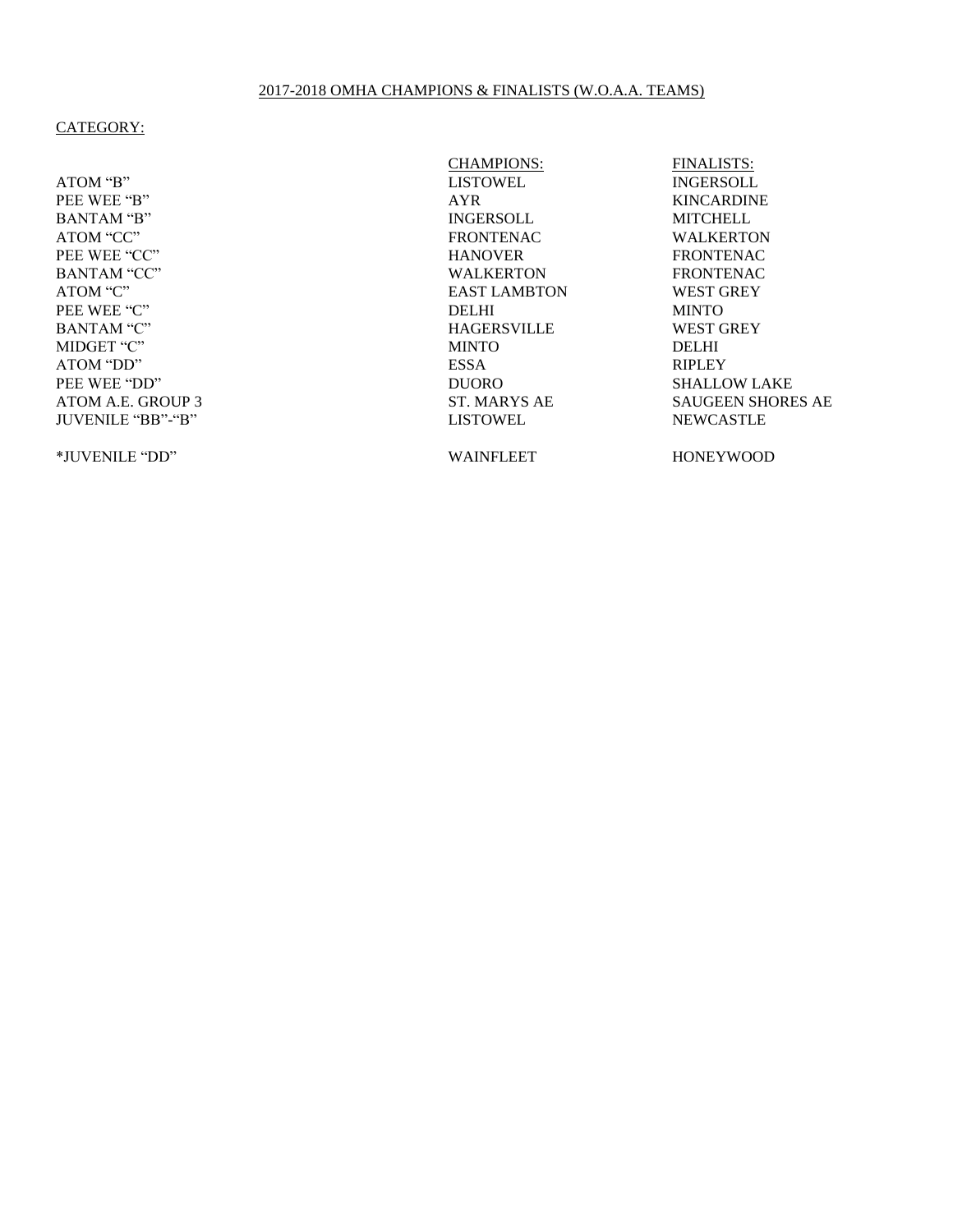2017-2018 OMHA CHAMPIONS & FINALISTS (W.O.A.A. TEAMS)

CATEGORY:

| | CHAMPIONS: | FINALISTS: |
|---|---|---|
| ATOM "B" | LISTOWEL | INGERSOLL |
| PEE WEE "B" | AYR | KINCARDINE |
| BANTAM "B" | INGERSOLL | MITCHELL |
| ATOM "CC" | FRONTENAC | WALKERTON |
| PEE WEE "CC" | HANOVER | FRONTENAC |
| BANTAM "CC" | WALKERTON | FRONTENAC |
| ATOM "C" | EAST LAMBTON | WEST GREY |
| PEE WEE "C" | DELHI | MINTO |
| BANTAM "C" | HAGERSVILLE | WEST GREY |
| MIDGET "C" | MINTO | DELHI |
| ATOM "DD" | ESSA | RIPLEY |
| PEE WEE "DD" | DUORO | SHALLOW LAKE |
| ATOM A.E. GROUP 3 | ST. MARYS AE | SAUGEEN SHORES AE |
| JUVENILE "BB"-"B" | LISTOWEL | NEWCASTLE |
| *JUVENILE "DD" | WAINFLEET | HONEYWOOD |